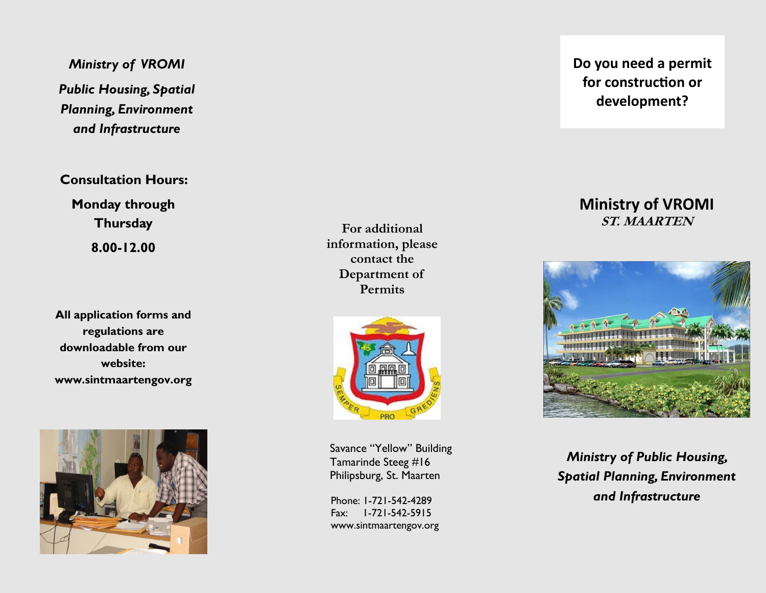*Ministry of VROMI*

*Public Housing, Spatial Planning, Environment and Infrastructure*

**Consultation Hours:**

**Monday through Thursday**

**8.00-12.00**

**All application forms and regulations are downloadable from our website: www.sintmaartengov.org**

For additional information, please contact the Department of Permits

Savance "Yellow" Building
Tamarinde Steeg #16
Philipsburg, St. Maarten

Phone: 1-721-542-4289
Fax: 1-721-542-5915
www.sintmaartengov.org

**Do you need a permit for construction or development?**

## Ministry of VROMI

***ST. MAARTEN***

***Ministry of Public Housing, Spatial Planning, Environment and Infrastructure***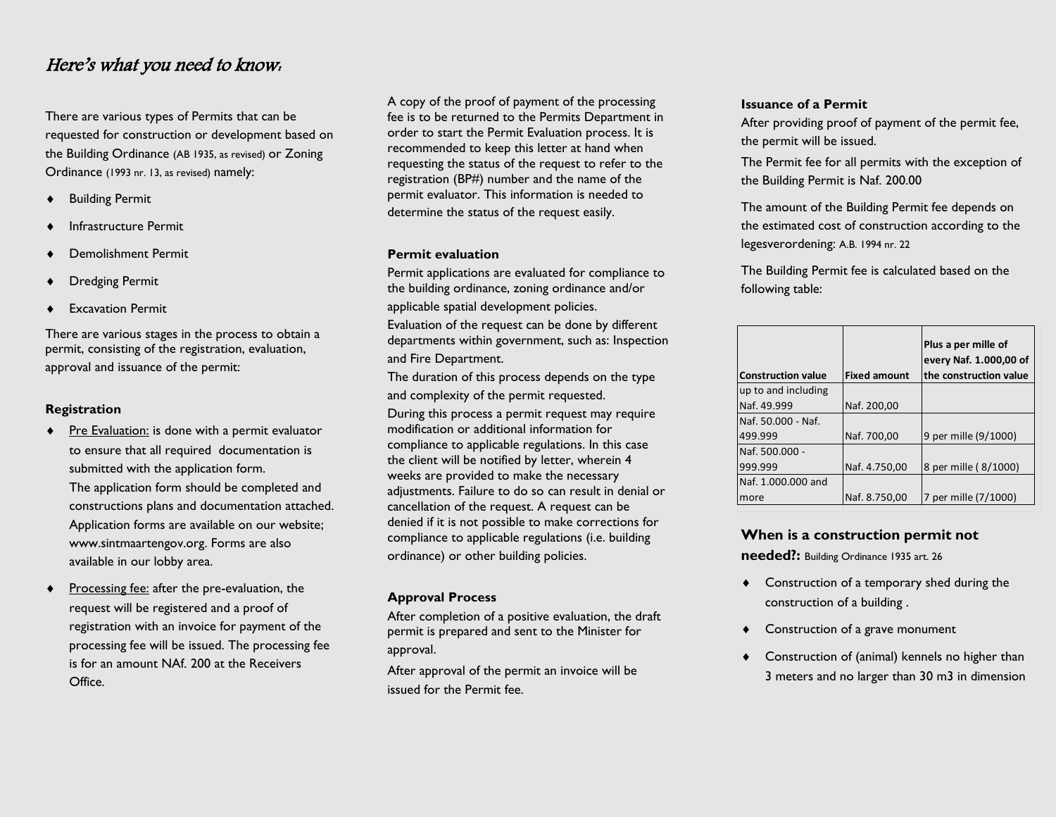## *Here's what you need to know:*

There are various types of Permits that can be requested for construction or development based on the Building Ordinance (AB 1935, as revised) or Zoning Ordinance (1993 nr. 13, as revised) namely:

- Building Permit
- Infrastructure Permit
- Demolishment Permit
- Dredging Permit
- Excavation Permit

There are various stages in the process to obtain a permit, consisting of the registration, evaluation, approval and issuance of the permit:

### Registration

- Pre Evaluation: is done with a permit evaluator to ensure that all required documentation is submitted with the application form.
  The application form should be completed and constructions plans and documentation attached. Application forms are available on our website; www.sintmaartengov.org. Forms are also available in our lobby area.
- Processing fee: after the pre-evaluation, the request will be registered and a proof of registration with an invoice for payment of the processing fee will be issued. The processing fee is for an amount NAf. 200 at the Receivers Office.

A copy of the proof of payment of the processing fee is to be returned to the Permits Department in order to start the Permit Evaluation process. It is recommended to keep this letter at hand when requesting the status of the request to refer to the registration (BP#) number and the name of the permit evaluator. This information is needed to determine the status of the request easily.

### Permit evaluation

Permit applications are evaluated for compliance to the building ordinance, zoning ordinance and/or applicable spatial development policies.

Evaluation of the request can be done by different departments within government, such as: Inspection and Fire Department.

The duration of this process depends on the type and complexity of the permit requested.

During this process a permit request may require modification or additional information for compliance to applicable regulations. In this case the client will be notified by letter, wherein 4 weeks are provided to make the necessary adjustments. Failure to do so can result in denial or cancellation of the request. A request can be denied if it is not possible to make corrections for compliance to applicable regulations (i.e. building ordinance) or other building policies.

### Approval Process

After completion of a positive evaluation, the draft permit is prepared and sent to the Minister for approval.

After approval of the permit an invoice will be issued for the Permit fee.

### Issuance of a Permit

After providing proof of payment of the permit fee, the permit will be issued.

The Permit fee for all permits with the exception of the Building Permit is Naf. 200.00

The amount of the Building Permit fee depends on the estimated cost of construction according to the legesverordening: A.B. 1994 nr. 22

The Building Permit fee is calculated based on the following table:

| Construction value | Fixed amount | Plus a per mille of every Naf. 1.000,00 of the construction value |
|---|---|---|
| up to and including Naf. 49.999 | Naf. 200,00 | |
| Naf. 50.000 - Naf. 499.999 | Naf. 700,00 | 9 per mille (9/1000) |
| Naf. 500.000 - 999.999 | Naf. 4.750,00 | 8 per mille ( 8/1000) |
| Naf. 1.000.000 and more | Naf. 8.750,00 | 7 per mille (7/1000) |

### When is a construction permit not needed?: Building Ordinance 1935 art. 26

- Construction of a temporary shed during the construction of a building .
- Construction of a grave monument
- Construction of (animal) kennels no higher than 3 meters and no larger than 30 m3 in dimension